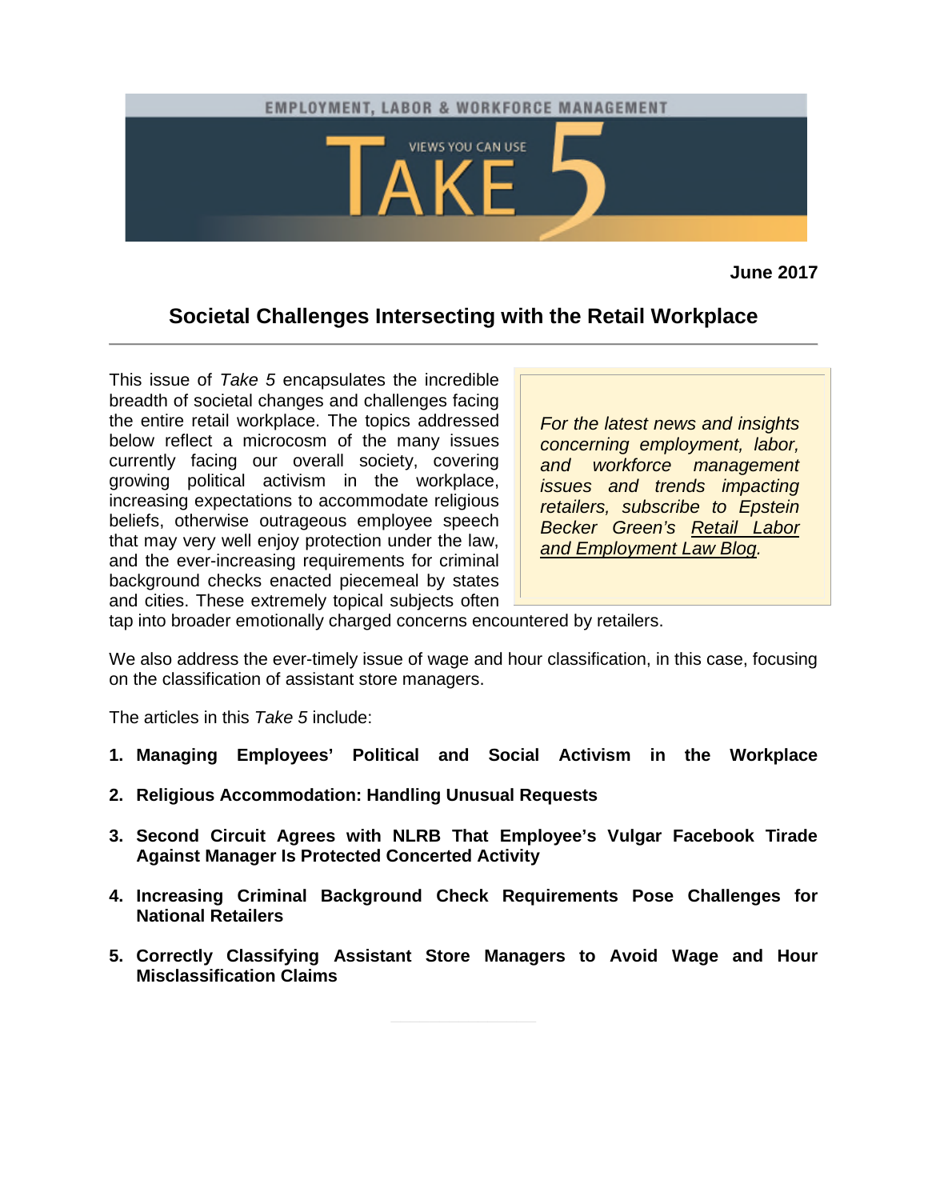EMPLOYMENT, LABOR & WORKFORCE MANAGEMENT

# TAKE 5 — VIEWS YOU CAN USE

**June 2017**

## Societal Challenges Intersecting with the Retail Workplace

*For the latest news and insights concerning employment, labor, and workforce management issues and trends impacting retailers, subscribe to Epstein Becker Green's Retail Labor and Employment Law Blog.*

This issue of *Take 5* encapsulates the incredible breadth of societal changes and challenges facing the entire retail workplace. The topics addressed below reflect a microcosm of the many issues currently facing our overall society, covering growing political activism in the workplace, increasing expectations to accommodate religious beliefs, otherwise outrageous employee speech that may very well enjoy protection under the law, and the ever-increasing requirements for criminal background checks enacted piecemeal by states and cities. These extremely topical subjects often tap into broader emotionally charged concerns encountered by retailers.

We also address the ever-timely issue of wage and hour classification, in this case, focusing on the classification of assistant store managers.

The articles in this *Take 5* include:

1. **Managing Employees' Political and Social Activism in the Workplace**
2. **Religious Accommodation: Handling Unusual Requests**
3. **Second Circuit Agrees with NLRB That Employee's Vulgar Facebook Tirade Against Manager Is Protected Concerted Activity**
4. **Increasing Criminal Background Check Requirements Pose Challenges for National Retailers**
5. **Correctly Classifying Assistant Store Managers to Avoid Wage and Hour Misclassification Claims**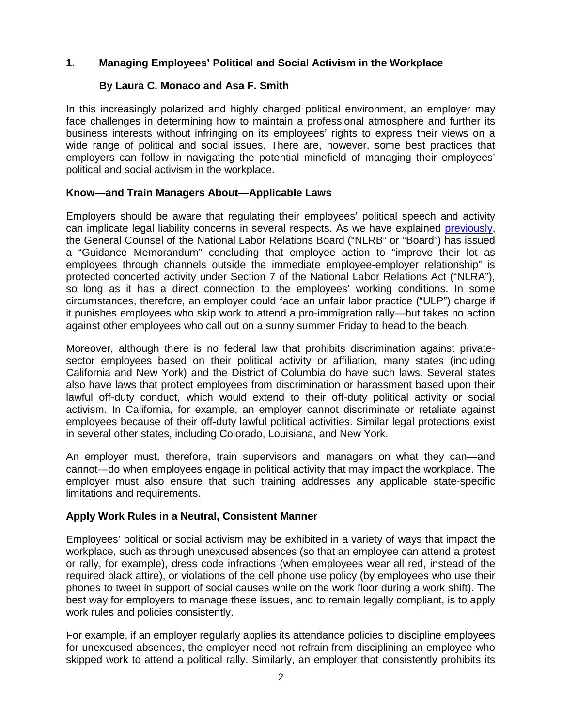## 1. Managing Employees' Political and Social Activism in the Workplace

**By Laura C. Monaco and Asa F. Smith**

In this increasingly polarized and highly charged political environment, an employer may face challenges in determining how to maintain a professional atmosphere and further its business interests without infringing on its employees' rights to express their views on a wide range of political and social issues. There are, however, some best practices that employers can follow in navigating the potential minefield of managing their employees' political and social activism in the workplace.

### Know—and Train Managers About—Applicable Laws

Employers should be aware that regulating their employees' political speech and activity can implicate legal liability concerns in several respects. As we have explained previously, the General Counsel of the National Labor Relations Board ("NLRB" or "Board") has issued a "Guidance Memorandum" concluding that employee action to "improve their lot as employees through channels outside the immediate employee-employer relationship" is protected concerted activity under Section 7 of the National Labor Relations Act ("NLRA"), so long as it has a direct connection to the employees' working conditions. In some circumstances, therefore, an employer could face an unfair labor practice ("ULP") charge if it punishes employees who skip work to attend a pro-immigration rally—but takes no action against other employees who call out on a sunny summer Friday to head to the beach.

Moreover, although there is no federal law that prohibits discrimination against private-sector employees based on their political activity or affiliation, many states (including California and New York) and the District of Columbia do have such laws. Several states also have laws that protect employees from discrimination or harassment based upon their lawful off-duty conduct, which would extend to their off-duty political activity or social activism. In California, for example, an employer cannot discriminate or retaliate against employees because of their off-duty lawful political activities. Similar legal protections exist in several other states, including Colorado, Louisiana, and New York.

An employer must, therefore, train supervisors and managers on what they can—and cannot—do when employees engage in political activity that may impact the workplace. The employer must also ensure that such training addresses any applicable state-specific limitations and requirements.

### Apply Work Rules in a Neutral, Consistent Manner

Employees' political or social activism may be exhibited in a variety of ways that impact the workplace, such as through unexcused absences (so that an employee can attend a protest or rally, for example), dress code infractions (when employees wear all red, instead of the required black attire), or violations of the cell phone use policy (by employees who use their phones to tweet in support of social causes while on the work floor during a work shift). The best way for employers to manage these issues, and to remain legally compliant, is to apply work rules and policies consistently.

For example, if an employer regularly applies its attendance policies to discipline employees for unexcused absences, the employer need not refrain from disciplining an employee who skipped work to attend a political rally. Similarly, an employer that consistently prohibits its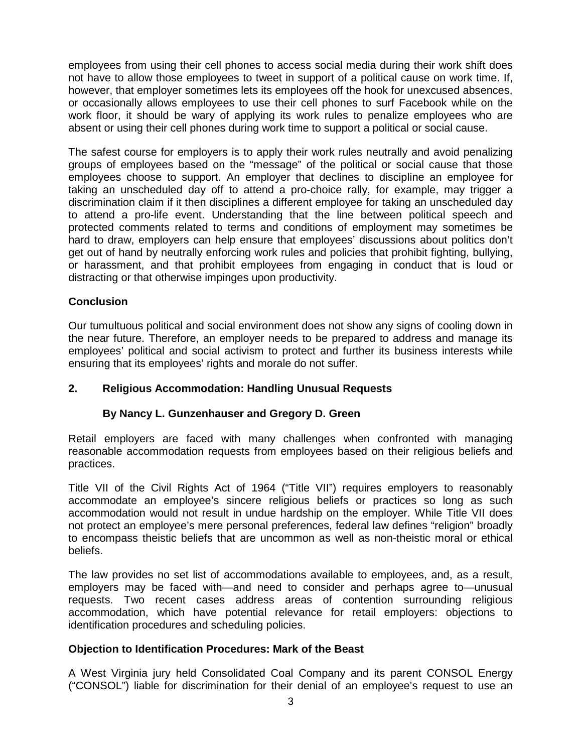employees from using their cell phones to access social media during their work shift does not have to allow those employees to tweet in support of a political cause on work time. If, however, that employer sometimes lets its employees off the hook for unexcused absences, or occasionally allows employees to use their cell phones to surf Facebook while on the work floor, it should be wary of applying its work rules to penalize employees who are absent or using their cell phones during work time to support a political or social cause.

The safest course for employers is to apply their work rules neutrally and avoid penalizing groups of employees based on the "message" of the political or social cause that those employees choose to support. An employer that declines to discipline an employee for taking an unscheduled day off to attend a pro-choice rally, for example, may trigger a discrimination claim if it then disciplines a different employee for taking an unscheduled day to attend a pro-life event. Understanding that the line between political speech and protected comments related to terms and conditions of employment may sometimes be hard to draw, employers can help ensure that employees' discussions about politics don't get out of hand by neutrally enforcing work rules and policies that prohibit fighting, bullying, or harassment, and that prohibit employees from engaging in conduct that is loud or distracting or that otherwise impinges upon productivity.

**Conclusion**

Our tumultuous political and social environment does not show any signs of cooling down in the near future. Therefore, an employer needs to be prepared to address and manage its employees' political and social activism to protect and further its business interests while ensuring that its employees' rights and morale do not suffer.

## 2. Religious Accommodation: Handling Unusual Requests

**By Nancy L. Gunzenhauser and Gregory D. Green**

Retail employers are faced with many challenges when confronted with managing reasonable accommodation requests from employees based on their religious beliefs and practices.

Title VII of the Civil Rights Act of 1964 ("Title VII") requires employers to reasonably accommodate an employee's sincere religious beliefs or practices so long as such accommodation would not result in undue hardship on the employer. While Title VII does not protect an employee's mere personal preferences, federal law defines "religion" broadly to encompass theistic beliefs that are uncommon as well as non-theistic moral or ethical beliefs.

The law provides no set list of accommodations available to employees, and, as a result, employers may be faced with—and need to consider and perhaps agree to—unusual requests. Two recent cases address areas of contention surrounding religious accommodation, which have potential relevance for retail employers: objections to identification procedures and scheduling policies.

**Objection to Identification Procedures: Mark of the Beast**

A West Virginia jury held Consolidated Coal Company and its parent CONSOL Energy ("CONSOL") liable for discrimination for their denial of an employee's request to use an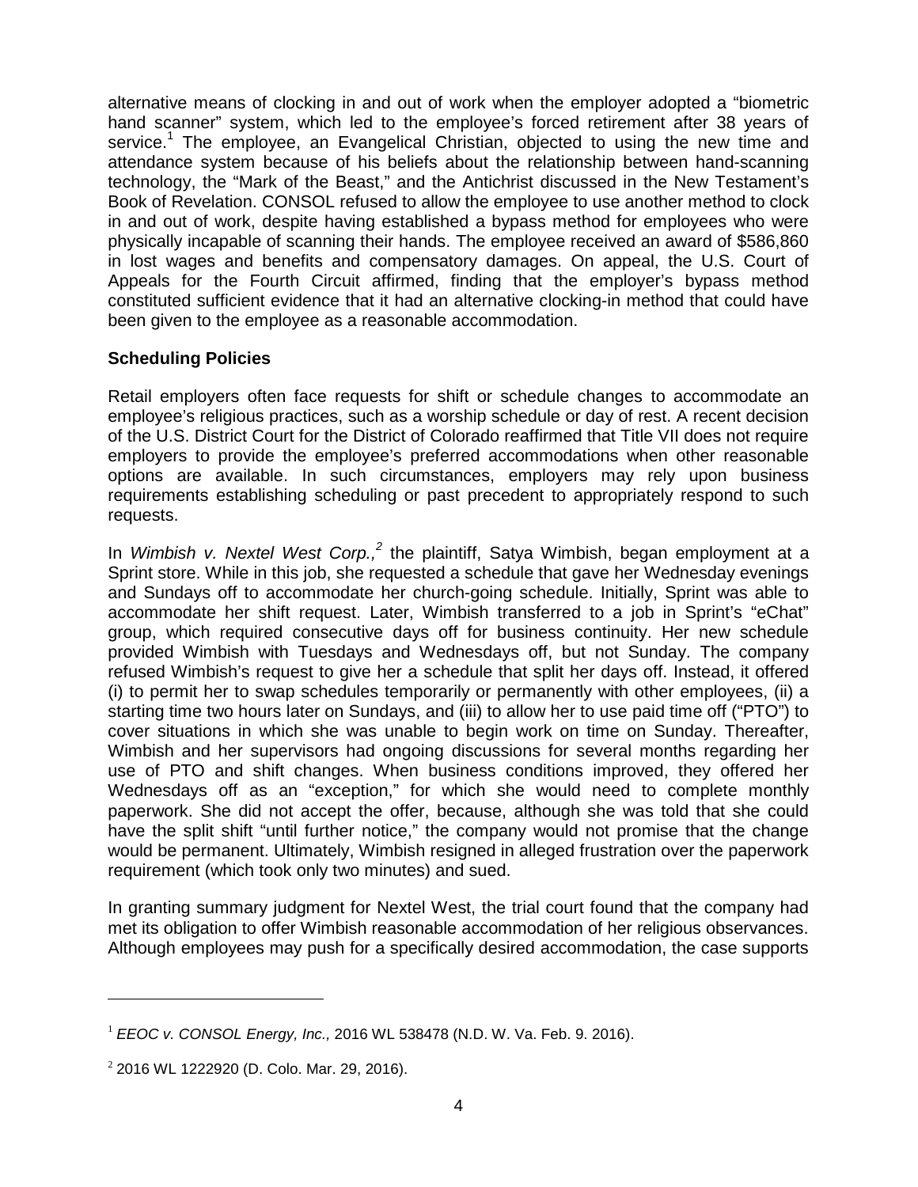alternative means of clocking in and out of work when the employer adopted a "biometric hand scanner" system, which led to the employee's forced retirement after 38 years of service.[1] The employee, an Evangelical Christian, objected to using the new time and attendance system because of his beliefs about the relationship between hand-scanning technology, the "Mark of the Beast," and the Antichrist discussed in the New Testament's Book of Revelation. CONSOL refused to allow the employee to use another method to clock in and out of work, despite having established a bypass method for employees who were physically incapable of scanning their hands. The employee received an award of $586,860 in lost wages and benefits and compensatory damages. On appeal, the U.S. Court of Appeals for the Fourth Circuit affirmed, finding that the employer's bypass method constituted sufficient evidence that it had an alternative clocking-in method that could have been given to the employee as a reasonable accommodation.

## Scheduling Policies

Retail employers often face requests for shift or schedule changes to accommodate an employee's religious practices, such as a worship schedule or day of rest. A recent decision of the U.S. District Court for the District of Colorado reaffirmed that Title VII does not require employers to provide the employee's preferred accommodations when other reasonable options are available. In such circumstances, employers may rely upon business requirements establishing scheduling or past precedent to appropriately respond to such requests.

In *Wimbish v. Nextel West Corp.,*[2] the plaintiff, Satya Wimbish, began employment at a Sprint store. While in this job, she requested a schedule that gave her Wednesday evenings and Sundays off to accommodate her church-going schedule. Initially, Sprint was able to accommodate her shift request. Later, Wimbish transferred to a job in Sprint's "eChat" group, which required consecutive days off for business continuity. Her new schedule provided Wimbish with Tuesdays and Wednesdays off, but not Sunday. The company refused Wimbish's request to give her a schedule that split her days off. Instead, it offered (i) to permit her to swap schedules temporarily or permanently with other employees, (ii) a starting time two hours later on Sundays, and (iii) to allow her to use paid time off ("PTO") to cover situations in which she was unable to begin work on time on Sunday. Thereafter, Wimbish and her supervisors had ongoing discussions for several months regarding her use of PTO and shift changes. When business conditions improved, they offered her Wednesdays off as an "exception," for which she would need to complete monthly paperwork. She did not accept the offer, because, although she was told that she could have the split shift "until further notice," the company would not promise that the change would be permanent. Ultimately, Wimbish resigned in alleged frustration over the paperwork requirement (which took only two minutes) and sued.

In granting summary judgment for Nextel West, the trial court found that the company had met its obligation to offer Wimbish reasonable accommodation of her religious observances. Although employees may push for a specifically desired accommodation, the case supports

---

[1] *EEOC v. CONSOL Energy, Inc.,* 2016 WL 538478 (N.D. W. Va. Feb. 9. 2016).

[2] 2016 WL 1222920 (D. Colo. Mar. 29, 2016).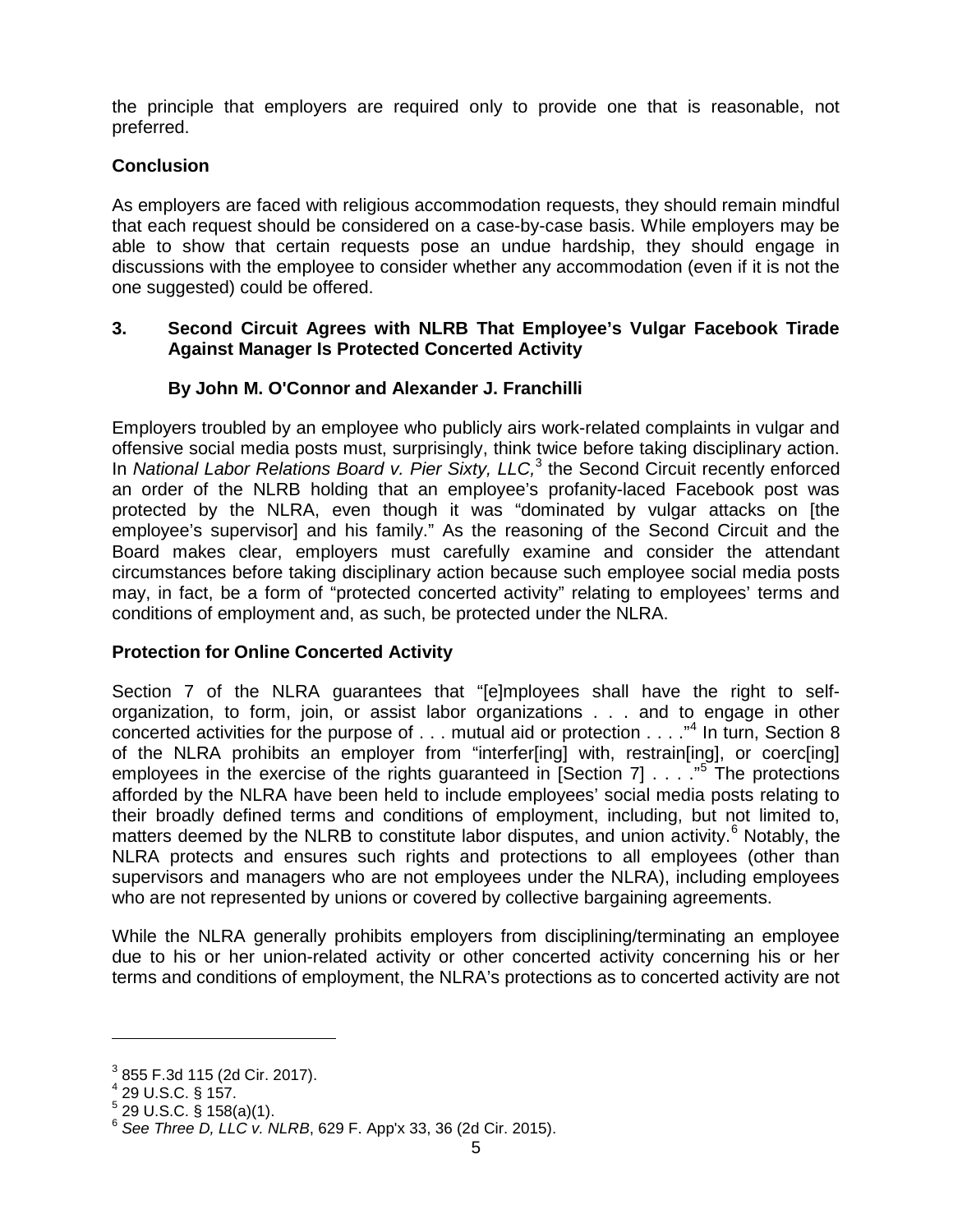the principle that employers are required only to provide one that is reasonable, not preferred.

**Conclusion**

As employers are faced with religious accommodation requests, they should remain mindful that each request should be considered on a case-by-case basis. While employers may be able to show that certain requests pose an undue hardship, they should engage in discussions with the employee to consider whether any accommodation (even if it is not the one suggested) could be offered.

## 3. Second Circuit Agrees with NLRB That Employee's Vulgar Facebook Tirade Against Manager Is Protected Concerted Activity

**By John M. O'Connor and Alexander J. Franchilli**

Employers troubled by an employee who publicly airs work-related complaints in vulgar and offensive social media posts must, surprisingly, think twice before taking disciplinary action. In *National Labor Relations Board v. Pier Sixty, LLC,*[3] the Second Circuit recently enforced an order of the NLRB holding that an employee's profanity-laced Facebook post was protected by the NLRA, even though it was "dominated by vulgar attacks on [the employee's supervisor] and his family." As the reasoning of the Second Circuit and the Board makes clear, employers must carefully examine and consider the attendant circumstances before taking disciplinary action because such employee social media posts may, in fact, be a form of "protected concerted activity" relating to employees' terms and conditions of employment and, as such, be protected under the NLRA.

**Protection for Online Concerted Activity**

Section 7 of the NLRA guarantees that "[e]mployees shall have the right to self-organization, to form, join, or assist labor organizations . . . and to engage in other concerted activities for the purpose of . . . mutual aid or protection . . . ."[4] In turn, Section 8 of the NLRA prohibits an employer from "interfer[ing] with, restrain[ing], or coerc[ing] employees in the exercise of the rights guaranteed in [Section 7] . . . ."[5] The protections afforded by the NLRA have been held to include employees' social media posts relating to their broadly defined terms and conditions of employment, including, but not limited to, matters deemed by the NLRB to constitute labor disputes, and union activity.[6] Notably, the NLRA protects and ensures such rights and protections to all employees (other than supervisors and managers who are not employees under the NLRA), including employees who are not represented by unions or covered by collective bargaining agreements.

While the NLRA generally prohibits employers from disciplining/terminating an employee due to his or her union-related activity or other concerted activity concerning his or her terms and conditions of employment, the NLRA's protections as to concerted activity are not

---

[3] 855 F.3d 115 (2d Cir. 2017).

[4] 29 U.S.C. § 157.

[5] 29 U.S.C. § 158(a)(1).

[6] *See Three D, LLC v. NLRB*, 629 F. App'x 33, 36 (2d Cir. 2015).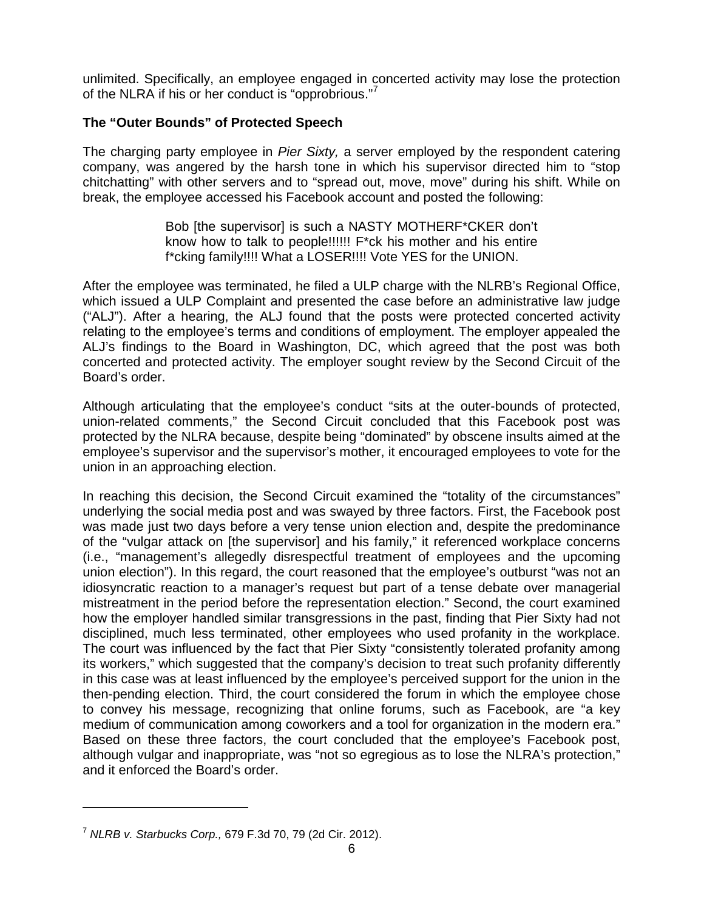unlimited. Specifically, an employee engaged in concerted activity may lose the protection of the NLRA if his or her conduct is "opprobrious."[7]

**The "Outer Bounds" of Protected Speech**

The charging party employee in *Pier Sixty,* a server employed by the respondent catering company, was angered by the harsh tone in which his supervisor directed him to "stop chitchatting" with other servers and to "spread out, move, move" during his shift. While on break, the employee accessed his Facebook account and posted the following:

> Bob [the supervisor] is such a NASTY MOTHERF*CKER don't know how to talk to people!!!!!! F*ck his mother and his entire f*cking family!!!! What a LOSER!!!! Vote YES for the UNION.

After the employee was terminated, he filed a ULP charge with the NLRB's Regional Office, which issued a ULP Complaint and presented the case before an administrative law judge ("ALJ"). After a hearing, the ALJ found that the posts were protected concerted activity relating to the employee's terms and conditions of employment. The employer appealed the ALJ's findings to the Board in Washington, DC, which agreed that the post was both concerted and protected activity. The employer sought review by the Second Circuit of the Board's order.

Although articulating that the employee's conduct "sits at the outer-bounds of protected, union-related comments," the Second Circuit concluded that this Facebook post was protected by the NLRA because, despite being "dominated" by obscene insults aimed at the employee's supervisor and the supervisor's mother, it encouraged employees to vote for the union in an approaching election.

In reaching this decision, the Second Circuit examined the "totality of the circumstances" underlying the social media post and was swayed by three factors. First, the Facebook post was made just two days before a very tense union election and, despite the predominance of the "vulgar attack on [the supervisor] and his family," it referenced workplace concerns (i.e., "management's allegedly disrespectful treatment of employees and the upcoming union election"). In this regard, the court reasoned that the employee's outburst "was not an idiosyncratic reaction to a manager's request but part of a tense debate over managerial mistreatment in the period before the representation election." Second, the court examined how the employer handled similar transgressions in the past, finding that Pier Sixty had not disciplined, much less terminated, other employees who used profanity in the workplace. The court was influenced by the fact that Pier Sixty "consistently tolerated profanity among its workers," which suggested that the company's decision to treat such profanity differently in this case was at least influenced by the employee's perceived support for the union in the then-pending election. Third, the court considered the forum in which the employee chose to convey his message, recognizing that online forums, such as Facebook, are "a key medium of communication among coworkers and a tool for organization in the modern era." Based on these three factors, the court concluded that the employee's Facebook post, although vulgar and inappropriate, was "not so egregious as to lose the NLRA's protection," and it enforced the Board's order.

---

[7] *NLRB v. Starbucks Corp.,* 679 F.3d 70, 79 (2d Cir. 2012).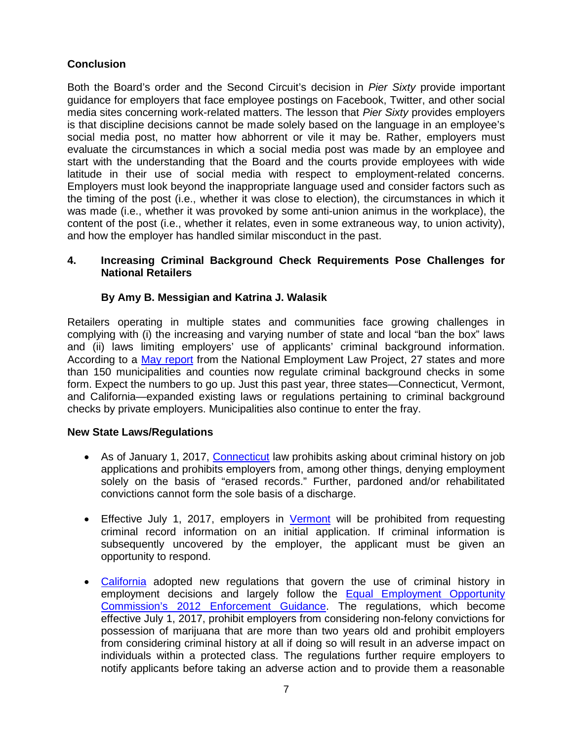## Conclusion

Both the Board's order and the Second Circuit's decision in *Pier Sixty* provide important guidance for employers that face employee postings on Facebook, Twitter, and other social media sites concerning work-related matters. The lesson that *Pier Sixty* provides employers is that discipline decisions cannot be made solely based on the language in an employee's social media post, no matter how abhorrent or vile it may be. Rather, employers must evaluate the circumstances in which a social media post was made by an employee and start with the understanding that the Board and the courts provide employees with wide latitude in their use of social media with respect to employment-related concerns. Employers must look beyond the inappropriate language used and consider factors such as the timing of the post (i.e., whether it was close to election), the circumstances in which it was made (i.e., whether it was provoked by some anti-union animus in the workplace), the content of the post (i.e., whether it relates, even in some extraneous way, to union activity), and how the employer has handled similar misconduct in the past.

## 4. Increasing Criminal Background Check Requirements Pose Challenges for National Retailers

**By Amy B. Messigian and Katrina J. Walasik**

Retailers operating in multiple states and communities face growing challenges in complying with (i) the increasing and varying number of state and local "ban the box" laws and (ii) laws limiting employers' use of applicants' criminal background information. According to a May report from the National Employment Law Project, 27 states and more than 150 municipalities and counties now regulate criminal background checks in some form. Expect the numbers to go up. Just this past year, three states—Connecticut, Vermont, and California—expanded existing laws or regulations pertaining to criminal background checks by private employers. Municipalities also continue to enter the fray.

### New State Laws/Regulations

- As of January 1, 2017, Connecticut law prohibits asking about criminal history on job applications and prohibits employers from, among other things, denying employment solely on the basis of "erased records." Further, pardoned and/or rehabilitated convictions cannot form the sole basis of a discharge.
- Effective July 1, 2017, employers in Vermont will be prohibited from requesting criminal record information on an initial application. If criminal information is subsequently uncovered by the employer, the applicant must be given an opportunity to respond.
- California adopted new regulations that govern the use of criminal history in employment decisions and largely follow the Equal Employment Opportunity Commission's 2012 Enforcement Guidance. The regulations, which become effective July 1, 2017, prohibit employers from considering non-felony convictions for possession of marijuana that are more than two years old and prohibit employers from considering criminal history at all if doing so will result in an adverse impact on individuals within a protected class. The regulations further require employers to notify applicants before taking an adverse action and to provide them a reasonable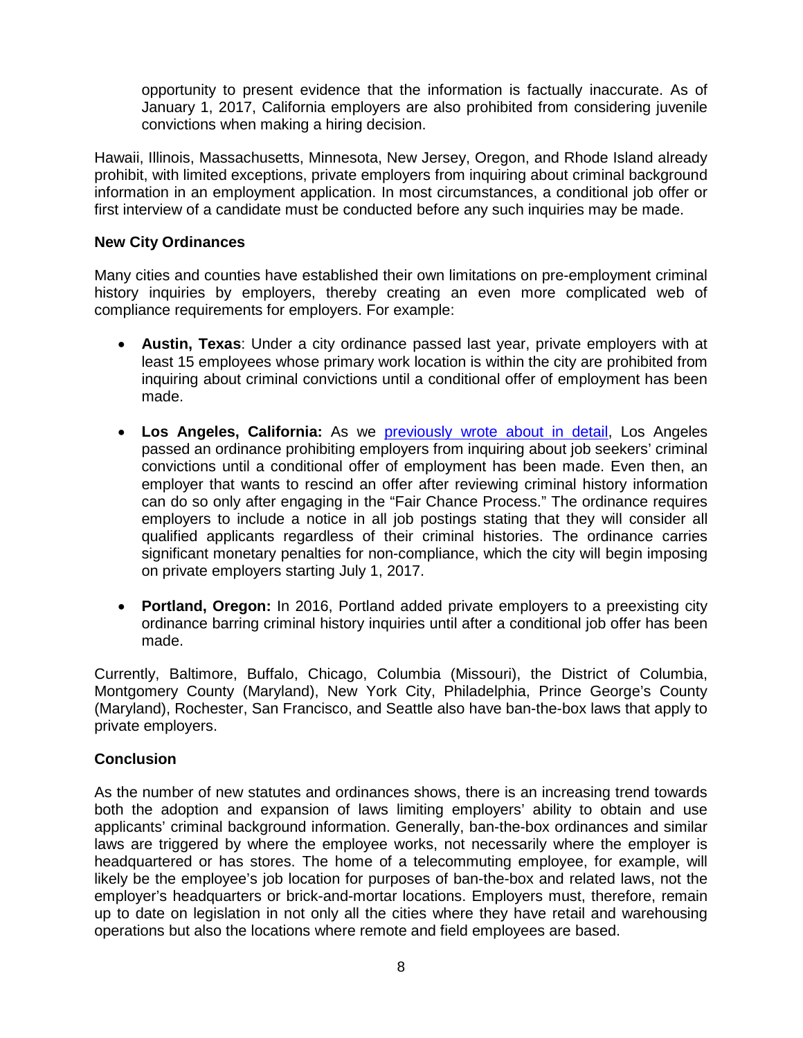opportunity to present evidence that the information is factually inaccurate. As of January 1, 2017, California employers are also prohibited from considering juvenile convictions when making a hiring decision.

Hawaii, Illinois, Massachusetts, Minnesota, New Jersey, Oregon, and Rhode Island already prohibit, with limited exceptions, private employers from inquiring about criminal background information in an employment application. In most circumstances, a conditional job offer or first interview of a candidate must be conducted before any such inquiries may be made.

**New City Ordinances**

Many cities and counties have established their own limitations on pre-employment criminal history inquiries by employers, thereby creating an even more complicated web of compliance requirements for employers. For example:

- **Austin, Texas**: Under a city ordinance passed last year, private employers with at least 15 employees whose primary work location is within the city are prohibited from inquiring about criminal convictions until a conditional offer of employment has been made.

- **Los Angeles, California:** As we previously wrote about in detail, Los Angeles passed an ordinance prohibiting employers from inquiring about job seekers' criminal convictions until a conditional offer of employment has been made. Even then, an employer that wants to rescind an offer after reviewing criminal history information can do so only after engaging in the "Fair Chance Process." The ordinance requires employers to include a notice in all job postings stating that they will consider all qualified applicants regardless of their criminal histories. The ordinance carries significant monetary penalties for non-compliance, which the city will begin imposing on private employers starting July 1, 2017.

- **Portland, Oregon:** In 2016, Portland added private employers to a preexisting city ordinance barring criminal history inquiries until after a conditional job offer has been made.

Currently, Baltimore, Buffalo, Chicago, Columbia (Missouri), the District of Columbia, Montgomery County (Maryland), New York City, Philadelphia, Prince George's County (Maryland), Rochester, San Francisco, and Seattle also have ban-the-box laws that apply to private employers.

**Conclusion**

As the number of new statutes and ordinances shows, there is an increasing trend towards both the adoption and expansion of laws limiting employers' ability to obtain and use applicants' criminal background information. Generally, ban-the-box ordinances and similar laws are triggered by where the employee works, not necessarily where the employer is headquartered or has stores. The home of a telecommuting employee, for example, will likely be the employee's job location for purposes of ban-the-box and related laws, not the employer's headquarters or brick-and-mortar locations. Employers must, therefore, remain up to date on legislation in not only all the cities where they have retail and warehousing operations but also the locations where remote and field employees are based.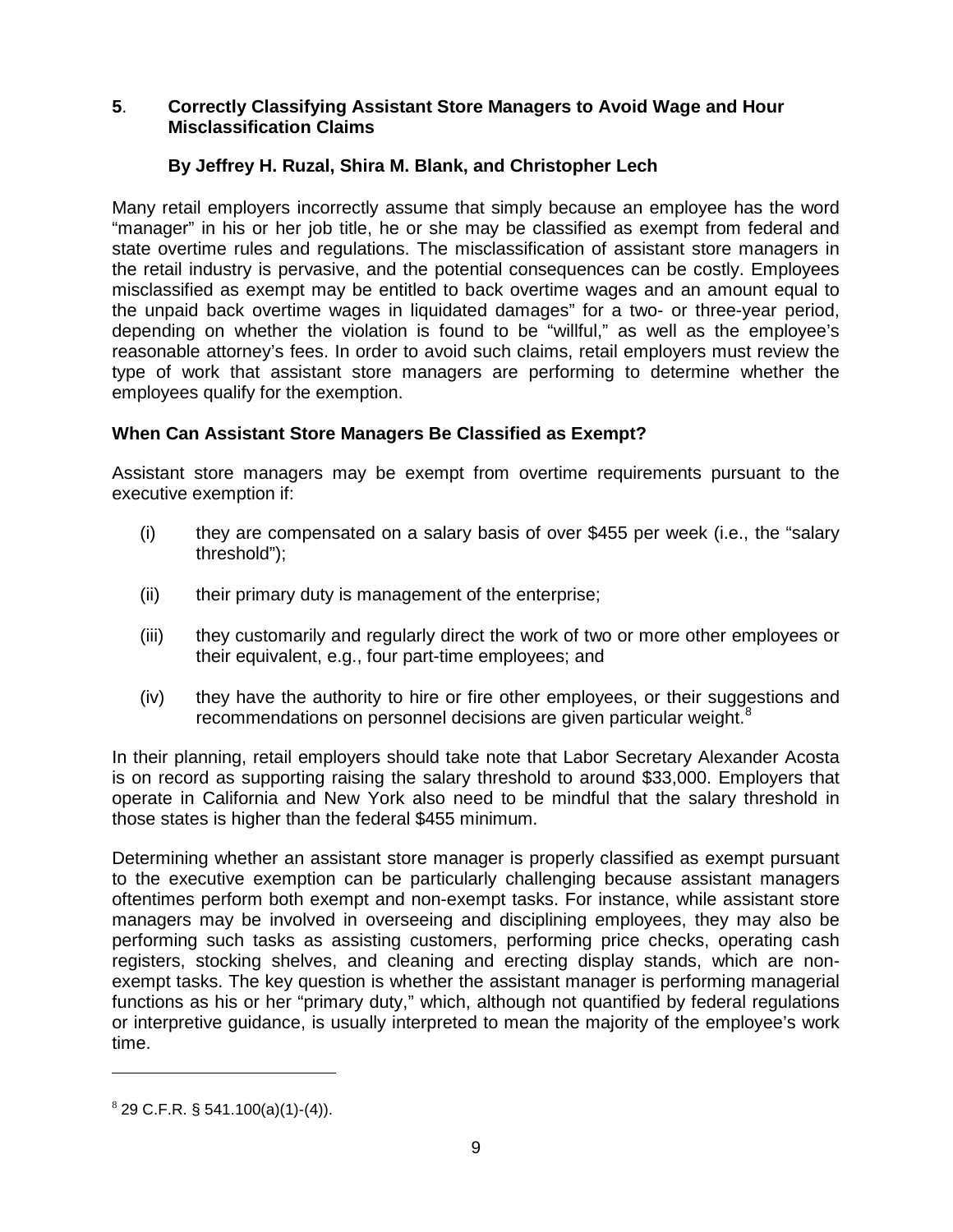## 5. Correctly Classifying Assistant Store Managers to Avoid Wage and Hour Misclassification Claims

**By Jeffrey H. Ruzal, Shira M. Blank, and Christopher Lech**

Many retail employers incorrectly assume that simply because an employee has the word "manager" in his or her job title, he or she may be classified as exempt from federal and state overtime rules and regulations. The misclassification of assistant store managers in the retail industry is pervasive, and the potential consequences can be costly. Employees misclassified as exempt may be entitled to back overtime wages and an amount equal to the unpaid back overtime wages in liquidated damages" for a two- or three-year period, depending on whether the violation is found to be "willful," as well as the employee's reasonable attorney's fees. In order to avoid such claims, retail employers must review the type of work that assistant store managers are performing to determine whether the employees qualify for the exemption.

### When Can Assistant Store Managers Be Classified as Exempt?

Assistant store managers may be exempt from overtime requirements pursuant to the executive exemption if:

(i) they are compensated on a salary basis of over $455 per week (i.e., the "salary threshold");

(ii) their primary duty is management of the enterprise;

(iii) they customarily and regularly direct the work of two or more other employees or their equivalent, e.g., four part-time employees; and

(iv) they have the authority to hire or fire other employees, or their suggestions and recommendations on personnel decisions are given particular weight.[8]

In their planning, retail employers should take note that Labor Secretary Alexander Acosta is on record as supporting raising the salary threshold to around $33,000. Employers that operate in California and New York also need to be mindful that the salary threshold in those states is higher than the federal $455 minimum.

Determining whether an assistant store manager is properly classified as exempt pursuant to the executive exemption can be particularly challenging because assistant managers oftentimes perform both exempt and non-exempt tasks. For instance, while assistant store managers may be involved in overseeing and disciplining employees, they may also be performing such tasks as assisting customers, performing price checks, operating cash registers, stocking shelves, and cleaning and erecting display stands, which are non-exempt tasks. The key question is whether the assistant manager is performing managerial functions as his or her "primary duty," which, although not quantified by federal regulations or interpretive guidance, is usually interpreted to mean the majority of the employee's work time.

---

[8] 29 C.F.R. § 541.100(a)(1)-(4)).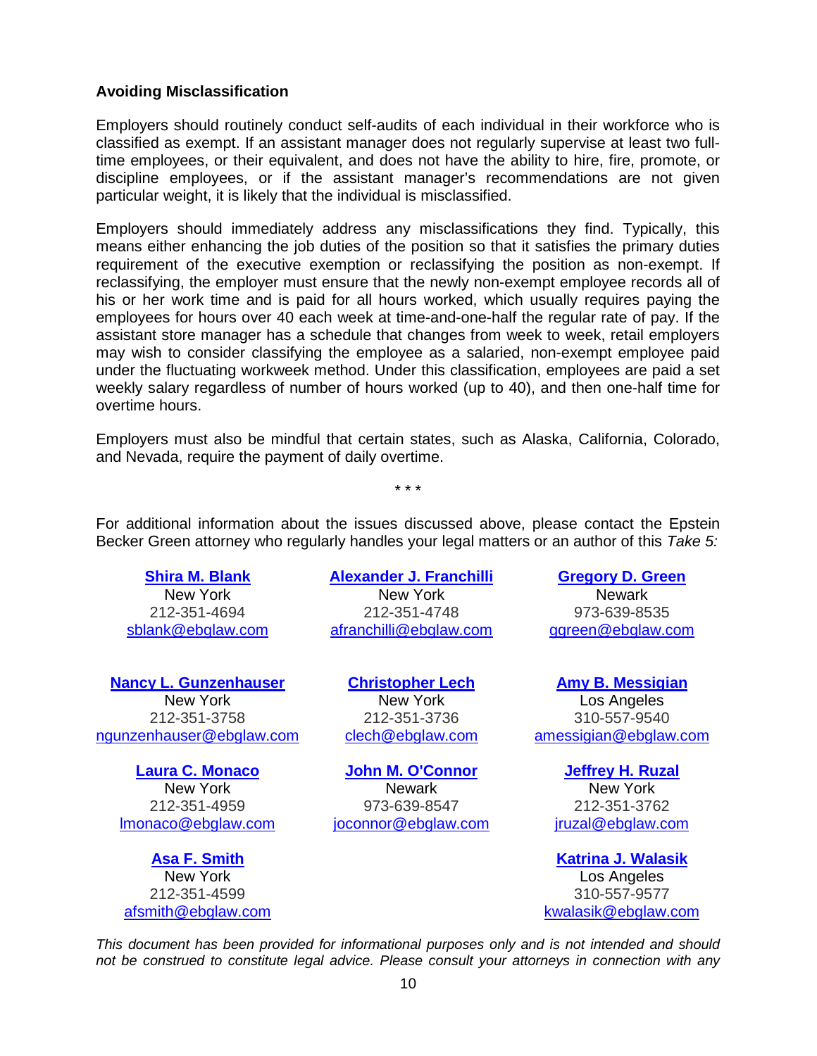### Avoiding Misclassification

Employers should routinely conduct self-audits of each individual in their workforce who is classified as exempt. If an assistant manager does not regularly supervise at least two full-time employees, or their equivalent, and does not have the ability to hire, fire, promote, or discipline employees, or if the assistant manager's recommendations are not given particular weight, it is likely that the individual is misclassified.

Employers should immediately address any misclassifications they find. Typically, this means either enhancing the job duties of the position so that it satisfies the primary duties requirement of the executive exemption or reclassifying the position as non-exempt. If reclassifying, the employer must ensure that the newly non-exempt employee records all of his or her work time and is paid for all hours worked, which usually requires paying the employees for hours over 40 each week at time-and-one-half the regular rate of pay. If the assistant store manager has a schedule that changes from week to week, retail employers may wish to consider classifying the employee as a salaried, non-exempt employee paid under the fluctuating workweek method. Under this classification, employees are paid a set weekly salary regardless of number of hours worked (up to 40), and then one-half time for overtime hours.

Employers must also be mindful that certain states, such as Alaska, California, Colorado, and Nevada, require the payment of daily overtime.

\* \* \*

For additional information about the issues discussed above, please contact the Epstein Becker Green attorney who regularly handles your legal matters or an author of this *Take 5:*

**Shira M. Blank**
New York
212-351-4694
sblank@ebglaw.com

**Alexander J. Franchilli**
New York
212-351-4748
afranchilli@ebglaw.com

**Gregory D. Green**
Newark
973-639-8535
ggreen@ebglaw.com

**Nancy L. Gunzenhauser**
New York
212-351-3758
ngunzenhauser@ebglaw.com

**Christopher Lech**
New York
212-351-3736
clech@ebglaw.com

**Amy B. Messigian**
Los Angeles
310-557-9540
amessigian@ebglaw.com

**Laura C. Monaco**
New York
212-351-4959
lmonaco@ebglaw.com

**John M. O'Connor**
Newark
973-639-8547
joconnor@ebglaw.com

**Jeffrey H. Ruzal**
New York
212-351-3762
jruzal@ebglaw.com

**Asa F. Smith**
New York
212-351-4599
afsmith@ebglaw.com

**Katrina J. Walasik**
Los Angeles
310-557-9577
kwalasik@ebglaw.com

*This document has been provided for informational purposes only and is not intended and should not be construed to constitute legal advice. Please consult your attorneys in connection with any*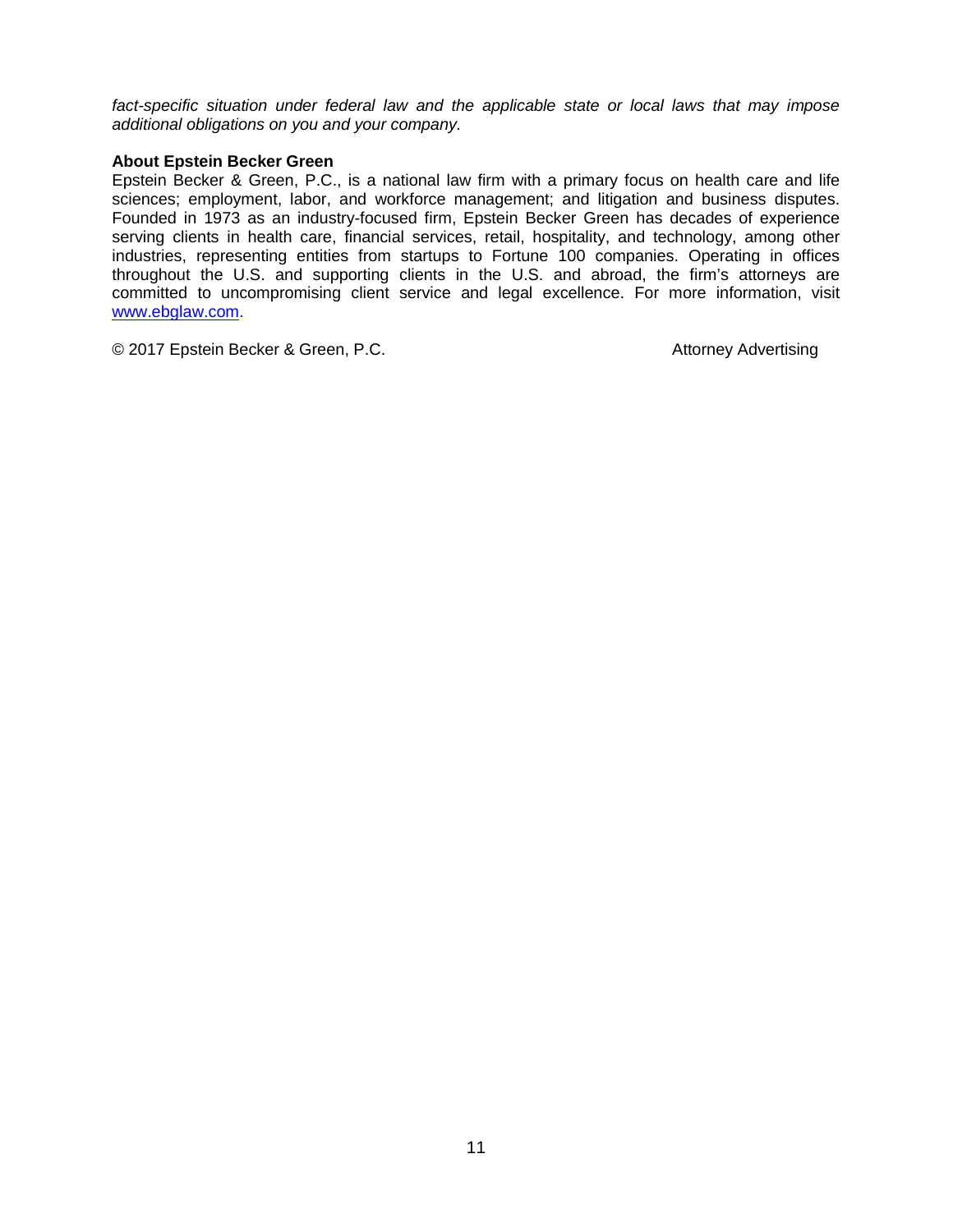*fact-specific situation under federal law and the applicable state or local laws that may impose additional obligations on you and your company.*

**About Epstein Becker Green**

Epstein Becker & Green, P.C., is a national law firm with a primary focus on health care and life sciences; employment, labor, and workforce management; and litigation and business disputes. Founded in 1973 as an industry-focused firm, Epstein Becker Green has decades of experience serving clients in health care, financial services, retail, hospitality, and technology, among other industries, representing entities from startups to Fortune 100 companies. Operating in offices throughout the U.S. and supporting clients in the U.S. and abroad, the firm's attorneys are committed to uncompromising client service and legal excellence. For more information, visit [www.ebglaw.com](http://www.ebglaw.com).

© 2017 Epstein Becker & Green, P.C. Attorney Advertising